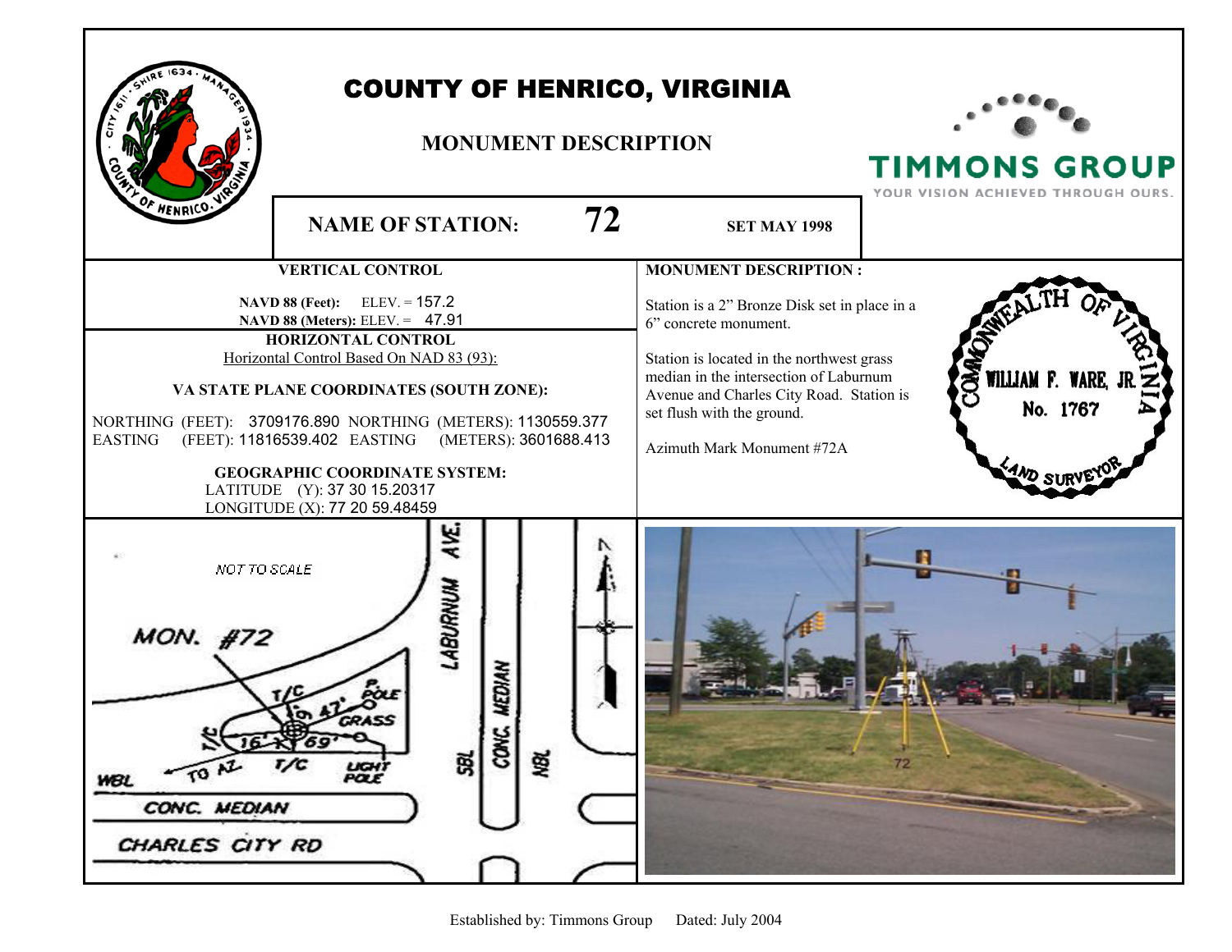# COUNTY OF HENRICO, VIRGINIA

## MONUMENT DESCRIPTION

TIMMONS GROUP
YOUR VISION ACHIEVED THROUGH OURS.

**NAME OF STATION:** **72** **SET MAY 1998**

**VERTICAL CONTROL**

**NAVD 88 (Feet):** ELEV. = 157.2
**NAVD 88 (Meters):** ELEV. = 47.91

**HORIZONTAL CONTROL**

Horizontal Control Based On NAD 83 (93):

**VA STATE PLANE COORDINATES (SOUTH ZONE):**

NORTHING (FEET): 3709176.890 NORTHING (METERS): 1130559.377
EASTING (FEET): 11816539.402 EASTING (METERS): 3601688.413

**GEOGRAPHIC COORDINATE SYSTEM:**

LATITUDE (Y): 37 30 15.20317
LONGITUDE (X): 77 20 59.48459

**MONUMENT DESCRIPTION :**

Station is a 2" Bronze Disk set in place in a 6" concrete monument.

Station is located in the northwest grass median in the intersection of Laburnum Avenue and Charles City Road. Station is set flush with the ground.

Azimuth Mark Monument #72A

COMMONWEALTH OF VIRGINIA
WILLIAM F. WARE, JR.
No. 1767
LAND SURVEYOR

NOT TO SCALE
MON. #72
LABURNUM AVE.
T/C
P. POLE
9.47'
GRASS
T/C
16'
69'
T/C
LIGHT POLE
TO AZ
WBL
SBL
CONC. MEDIAN
NBL
CONC. MEDIAN
CHARLES CITY RD

72

Established by: Timmons Group Dated: July 2004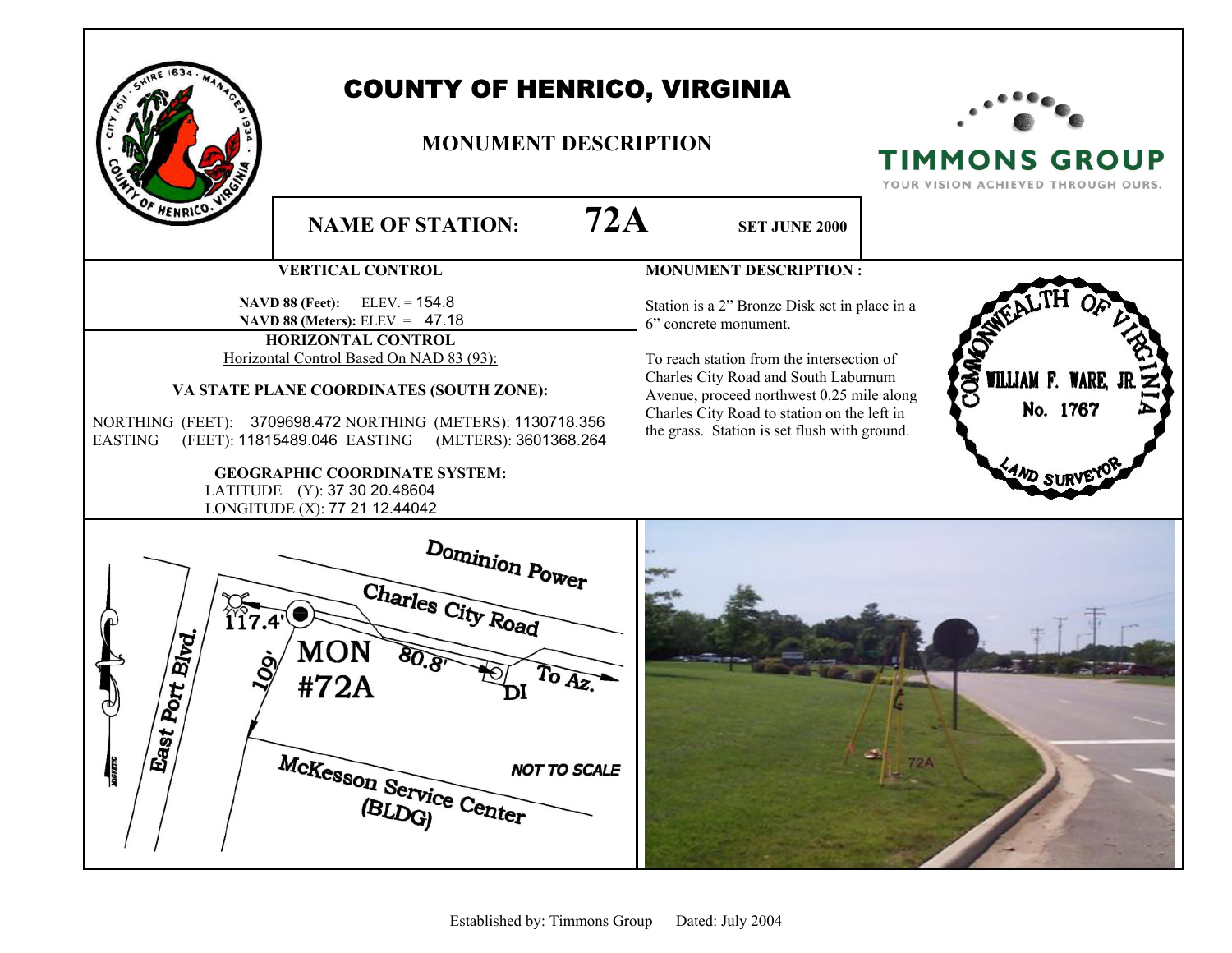# COUNTY OF HENRICO, VIRGINIA

## MONUMENT DESCRIPTION

TIMMONS GROUP
YOUR VISION ACHIEVED THROUGH OURS.

**NAME OF STATION:** **72A** **SET JUNE 2000**

### VERTICAL CONTROL

**NAVD 88 (Feet):** ELEV. = 154.8
**NAVD 88 (Meters):** ELEV. = 47.18

### HORIZONTAL CONTROL

Horizontal Control Based On NAD 83 (93):

**VA STATE PLANE COORDINATES (SOUTH ZONE):**

NORTHING (FEET): 3709698.472 NORTHING (METERS): 1130718.356
EASTING (FEET): 11815489.046 EASTING (METERS): 3601368.264

**GEOGRAPHIC COORDINATE SYSTEM:**

LATITUDE (Y): 37 30 20.48604
LONGITUDE (X): 77 21 12.44042

### MONUMENT DESCRIPTION :

Station is a 2" Bronze Disk set in place in a 6" concrete monument.

To reach station from the intersection of Charles City Road and South Laburnum Avenue, proceed northwest 0.25 mile along Charles City Road to station on the left in the grass. Station is set flush with ground.

COMMONWEALTH OF VIRGINIA
WILLIAM F. WARE, JR.
No. 1767
LAND SURVEYOR

Dominion Power
Charles City Road
East Port Blvd.
117.4'
109'
MON #72A
80.8'
To Az.
DI
McKesson Service Center (BLDG)
NOT TO SCALE
MAGNETIC

72A

Established by: Timmons Group Dated: July 2004